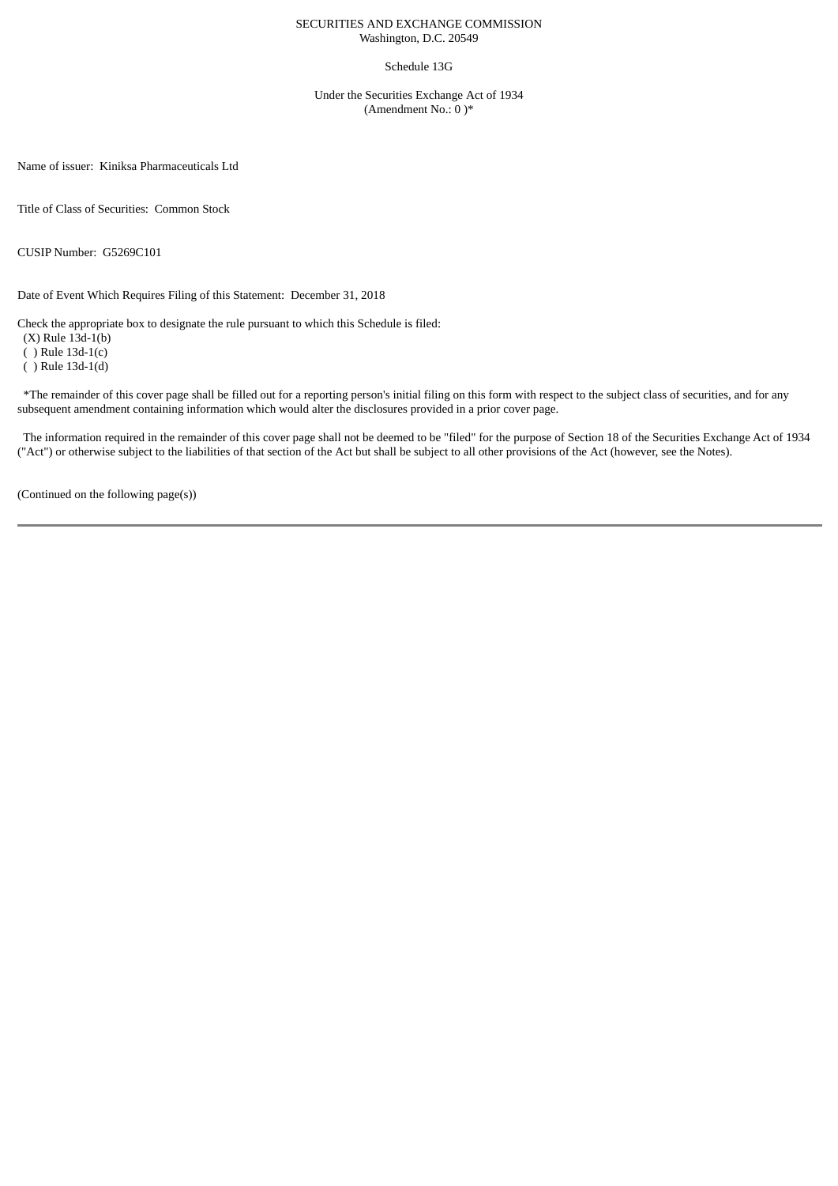SECURITIES AND EXCHANGE COMMISSION
Washington, D.C. 20549

Schedule 13G

Under the Securities Exchange Act of 1934
(Amendment No.: 0 )*

Name of issuer: Kiniksa Pharmaceuticals Ltd

Title of Class of Securities: Common Stock

CUSIP Number: G5269C101

Date of Event Which Requires Filing of this Statement: December 31, 2018

Check the appropriate box to designate the rule pursuant to which this Schedule is filed:
(X) Rule 13d-1(b)
( ) Rule 13d-1(c)
( ) Rule 13d-1(d)

*The remainder of this cover page shall be filled out for a reporting person's initial filing on this form with respect to the subject class of securities, and for any subsequent amendment containing information which would alter the disclosures provided in a prior cover page.

The information required in the remainder of this cover page shall not be deemed to be "filed" for the purpose of Section 18 of the Securities Exchange Act of 1934 ("Act") or otherwise subject to the liabilities of that section of the Act but shall be subject to all other provisions of the Act (however, see the Notes).

(Continued on the following page(s))

---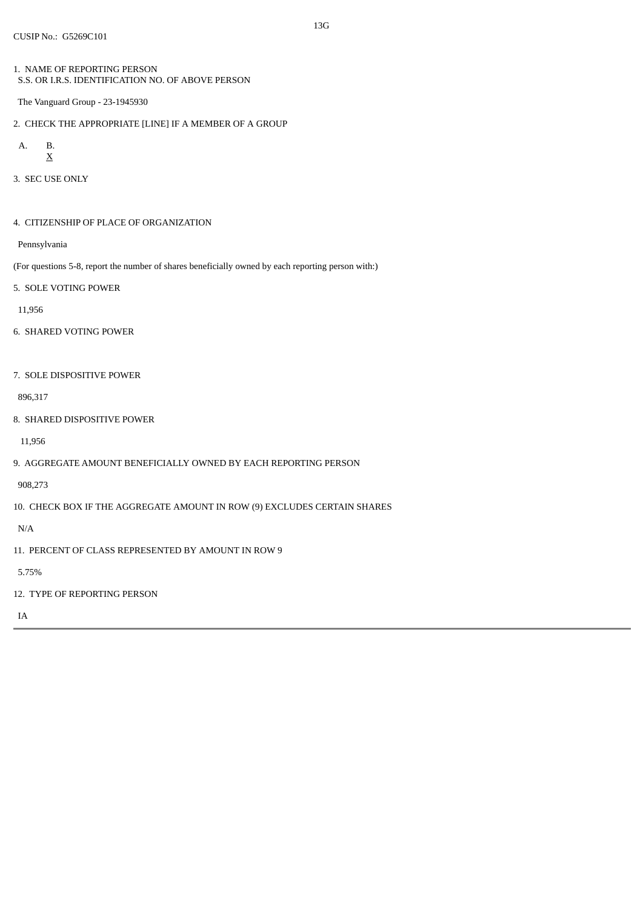13G

CUSIP No.: G5269C101

1. NAME OF REPORTING PERSON
   S.S. OR I.R.S. IDENTIFICATION NO. OF ABOVE PERSON

   The Vanguard Group - 23-1945930

2. CHECK THE APPROPRIATE [LINE] IF A MEMBER OF A GROUP

   A. B. X

3. SEC USE ONLY

4. CITIZENSHIP OF PLACE OF ORGANIZATION

   Pennsylvania

(For questions 5-8, report the number of shares beneficially owned by each reporting person with:)

5. SOLE VOTING POWER

   11,956

6. SHARED VOTING POWER

7. SOLE DISPOSITIVE POWER

   896,317

8. SHARED DISPOSITIVE POWER

   11,956

9. AGGREGATE AMOUNT BENEFICIALLY OWNED BY EACH REPORTING PERSON

   908,273

10. CHECK BOX IF THE AGGREGATE AMOUNT IN ROW (9) EXCLUDES CERTAIN SHARES

    N/A

11. PERCENT OF CLASS REPRESENTED BY AMOUNT IN ROW 9

    5.75%

12. TYPE OF REPORTING PERSON

    IA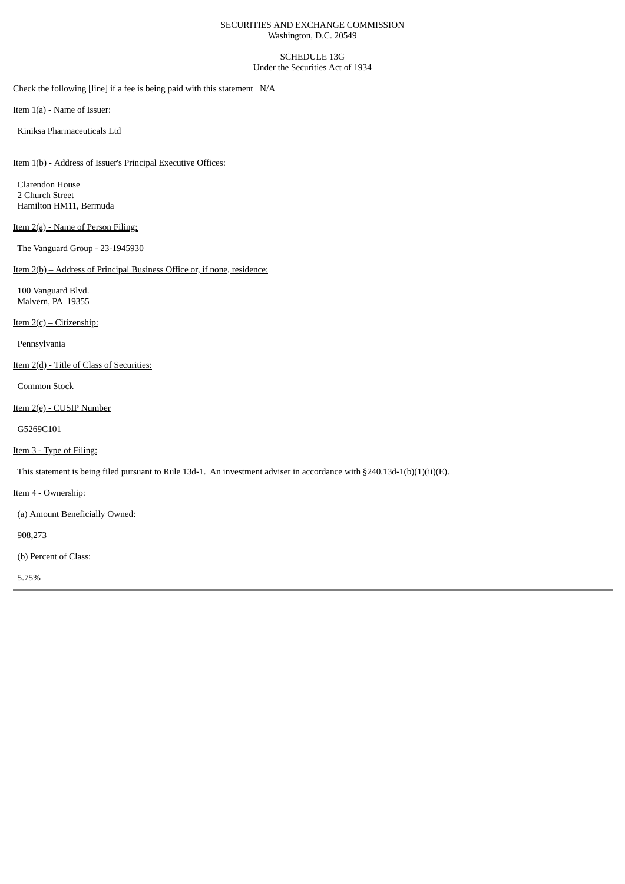SECURITIES AND EXCHANGE COMMISSION
Washington, D.C. 20549

SCHEDULE 13G
Under the Securities Act of 1934

Check the following [line] if a fee is being paid with this statement N/A

Item 1(a) - Name of Issuer:

Kiniksa Pharmaceuticals Ltd

Item 1(b) - Address of Issuer's Principal Executive Offices:

Clarendon House
2 Church Street
Hamilton HM11, Bermuda

Item 2(a) - Name of Person Filing:

The Vanguard Group - 23-1945930

Item 2(b) – Address of Principal Business Office or, if none, residence:

100 Vanguard Blvd.
Malvern, PA 19355

Item 2(c) – Citizenship:

Pennsylvania

Item 2(d) - Title of Class of Securities:

Common Stock

Item 2(e) - CUSIP Number

G5269C101

Item 3 - Type of Filing:

This statement is being filed pursuant to Rule 13d-1. An investment adviser in accordance with §240.13d-1(b)(1)(ii)(E).

Item 4 - Ownership:

(a) Amount Beneficially Owned:

908,273

(b) Percent of Class:

5.75%

---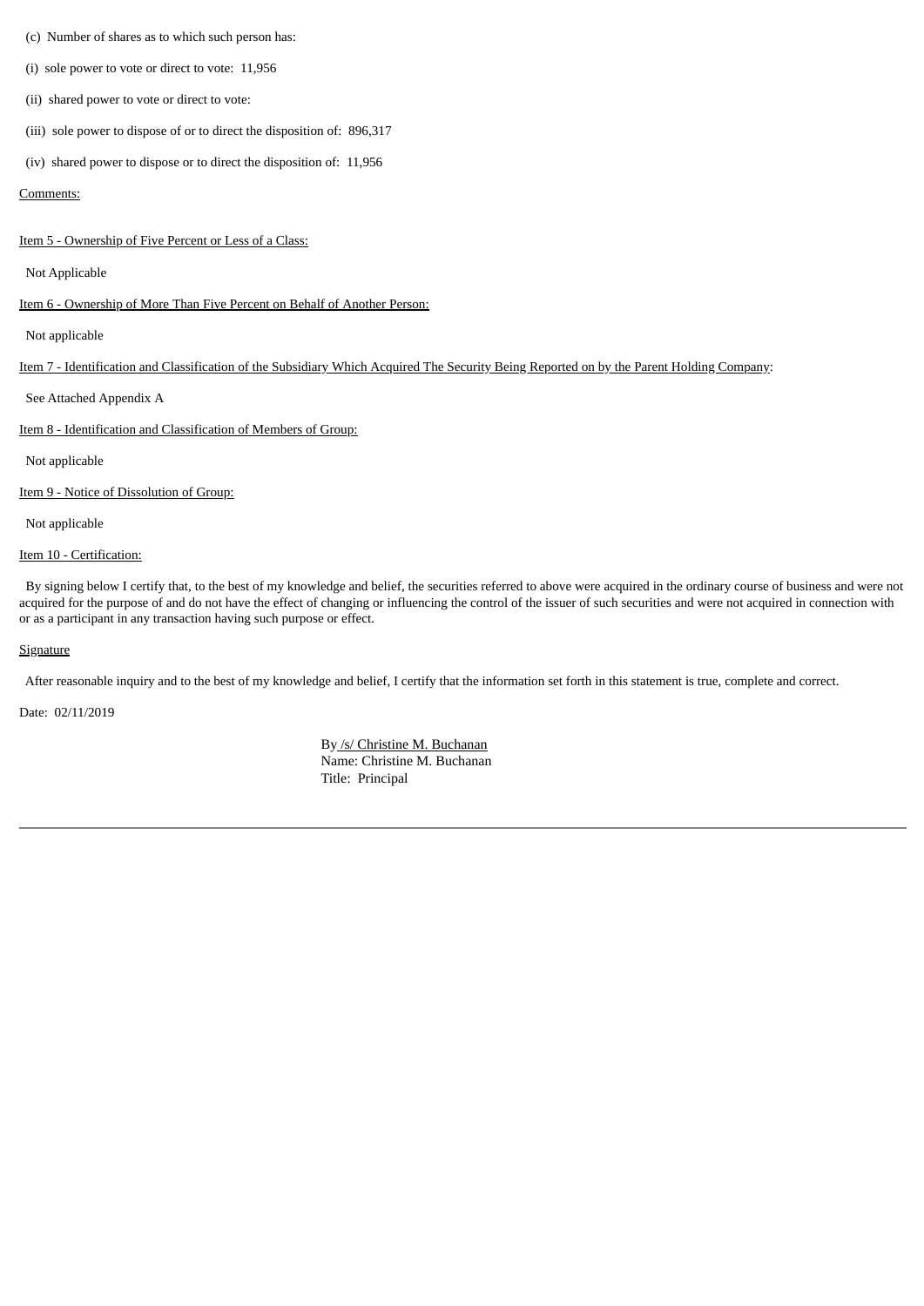(c) Number of shares as to which such person has:

(i) sole power to vote or direct to vote: 11,956

(ii) shared power to vote or direct to vote:

(iii) sole power to dispose of or to direct the disposition of: 896,317

(iv) shared power to dispose or to direct the disposition of: 11,956

Comments:

Item 5 - Ownership of Five Percent or Less of a Class:

Not Applicable

Item 6 - Ownership of More Than Five Percent on Behalf of Another Person:

Not applicable

Item 7 - Identification and Classification of the Subsidiary Which Acquired The Security Being Reported on by the Parent Holding Company:

See Attached Appendix A

Item 8 - Identification and Classification of Members of Group:

Not applicable

Item 9 - Notice of Dissolution of Group:

Not applicable

Item 10 - Certification:

By signing below I certify that, to the best of my knowledge and belief, the securities referred to above were acquired in the ordinary course of business and were not acquired for the purpose of and do not have the effect of changing or influencing the control of the issuer of such securities and were not acquired in connection with or as a participant in any transaction having such purpose or effect.

Signature

After reasonable inquiry and to the best of my knowledge and belief, I certify that the information set forth in this statement is true, complete and correct.

Date: 02/11/2019

By /s/ Christine M. Buchanan
Name: Christine M. Buchanan
Title: Principal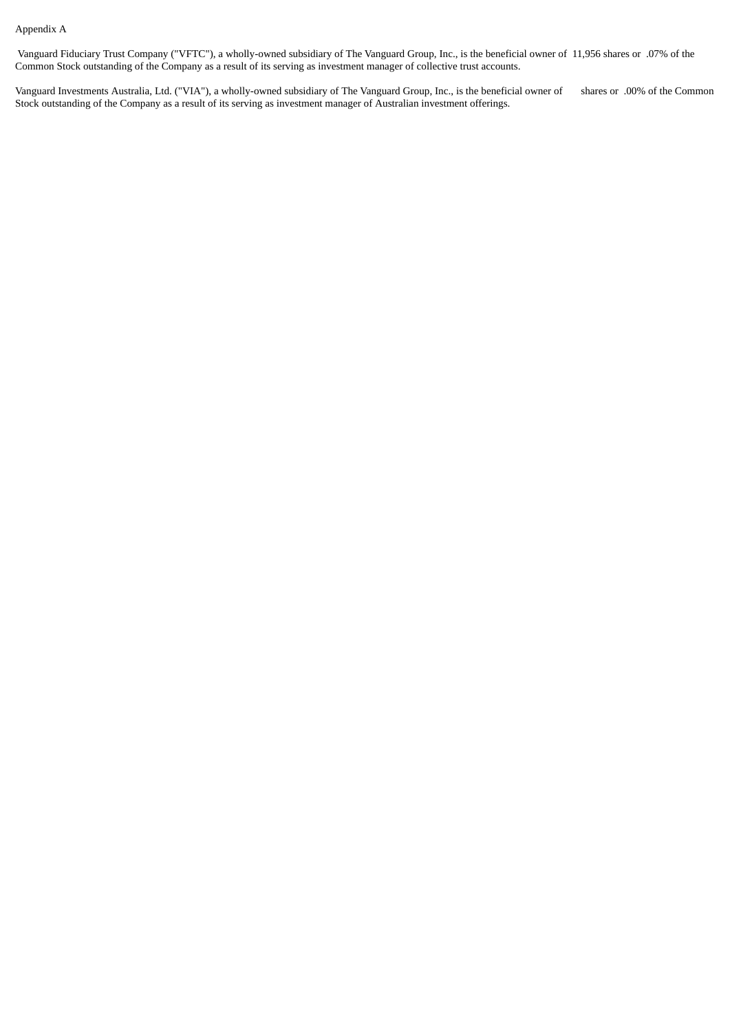Appendix A

Vanguard Fiduciary Trust Company ("VFTC"), a wholly-owned subsidiary of The Vanguard Group, Inc., is the beneficial owner of 11,956 shares or .07% of the Common Stock outstanding of the Company as a result of its serving as investment manager of collective trust accounts.

Vanguard Investments Australia, Ltd. ("VIA"), a wholly-owned subsidiary of The Vanguard Group, Inc., is the beneficial owner of shares or .00% of the Common Stock outstanding of the Company as a result of its serving as investment manager of Australian investment offerings.